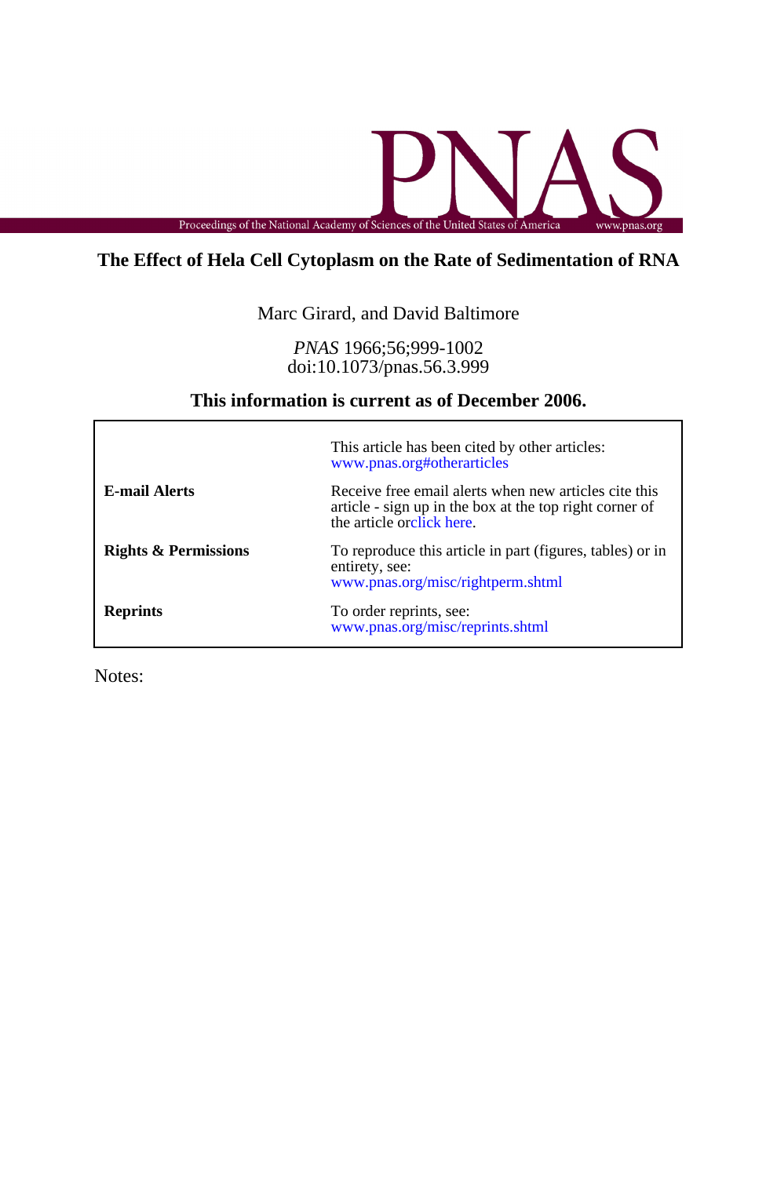# The Effect of Hela Cell Cytoplasm on the Rate of Sedimentation of RNA

Marc Girard, and David Baltimore

*PNAS* 1966;56;999-1002
doi:10.1073/pnas.56.3.999

**This information is current as of December 2006.**

| | |
|---|---|
| | This article has been cited by other articles: www.pnas.org#otherarticles |
| **E-mail Alerts** | Receive free email alerts when new articles cite this article - sign up in the box at the top right corner of the article orclick here. |
| **Rights & Permissions** | To reproduce this article in part (figures, tables) or in entirety, see: www.pnas.org/misc/rightperm.shtml |
| **Reprints** | To order reprints, see: www.pnas.org/misc/reprints.shtml |

Notes: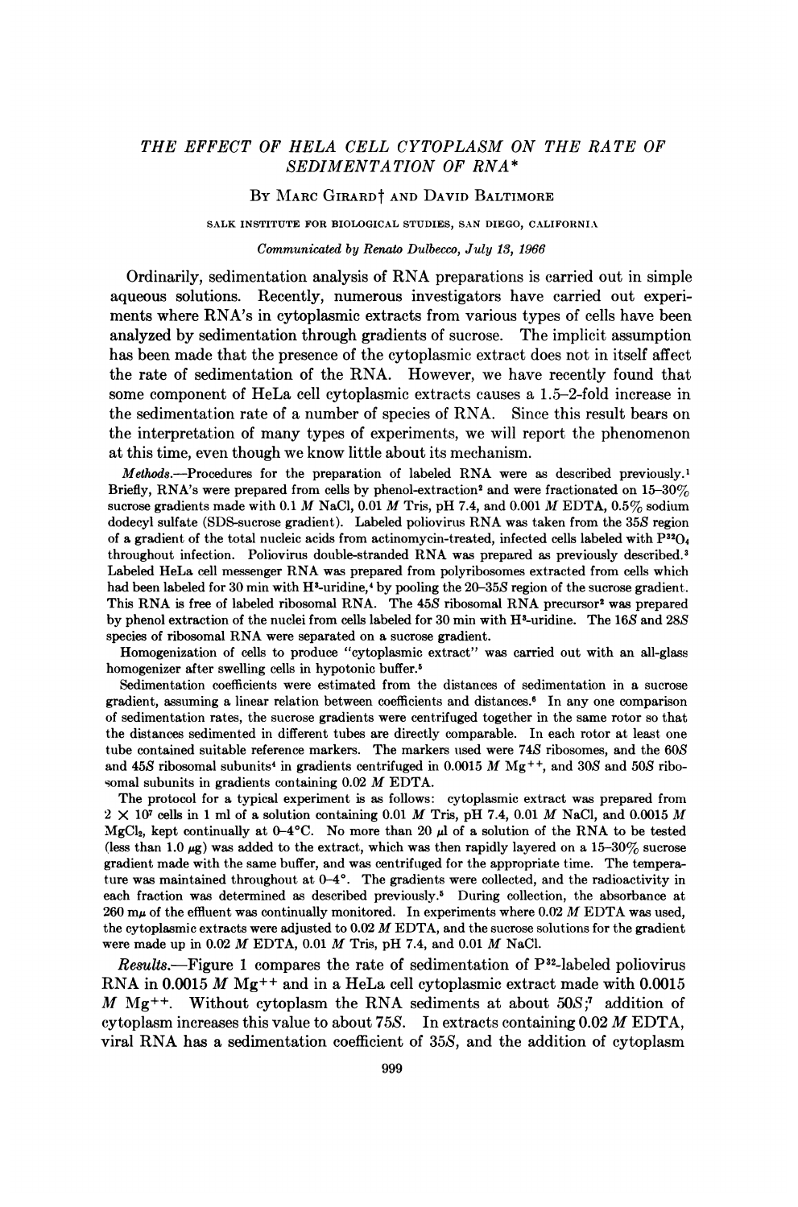# THE EFFECT OF HELA CELL CYTOPLASM ON THE RATE OF SEDIMENTATION OF RNA*

By Marc Girard† and David Baltimore

SALK INSTITUTE FOR BIOLOGICAL STUDIES, SAN DIEGO, CALIFORNIA

*Communicated by Renato Dulbecco, July 13, 1966*

Ordinarily, sedimentation analysis of RNA preparations is carried out in simple aqueous solutions. Recently, numerous investigators have carried out experiments where RNA's in cytoplasmic extracts from various types of cells have been analyzed by sedimentation through gradients of sucrose. The implicit assumption has been made that the presence of the cytoplasmic extract does not in itself affect the rate of sedimentation of the RNA. However, we have recently found that some component of HeLa cell cytoplasmic extracts causes a 1.5–2-fold increase in the sedimentation rate of a number of species of RNA. Since this result bears on the interpretation of many types of experiments, we will report the phenomenon at this time, even though we know little about its mechanism.

*Methods.*—Procedures for the preparation of labeled RNA were as described previously.[1] Briefly, RNA's were prepared from cells by phenol-extraction[2] and were fractionated on 15–30% sucrose gradients made with 0.1 $M$ NaCl, 0.01 $M$ Tris, pH 7.4, and 0.001 $M$ EDTA, 0.5% sodium dodecyl sulfate (SDS-sucrose gradient). Labeled poliovirus RNA was taken from the 35$S$ region of a gradient of the total nucleic acids from actinomycin-treated, infected cells labeled with $P^{32}O_4$ throughout infection. Poliovirus double-stranded RNA was prepared as previously described.[3] Labeled HeLa cell messenger RNA was prepared from polyribosomes extracted from cells which had been labeled for 30 min with $H^3$-uridine,[4] by pooling the 20–35$S$ region of the sucrose gradient. This RNA is free of labeled ribosomal RNA. The 45$S$ ribosomal RNA precursor[2] was prepared by phenol extraction of the nuclei from cells labeled for 30 min with $H^3$-uridine. The 16$S$ and 28$S$ species of ribosomal RNA were separated on a sucrose gradient.

Homogenization of cells to produce "cytoplasmic extract" was carried out with an all-glass homogenizer after swelling cells in hypotonic buffer.[5]

Sedimentation coefficients were estimated from the distances of sedimentation in a sucrose gradient, assuming a linear relation between coefficients and distances.[6] In any one comparison of sedimentation rates, the sucrose gradients were centrifuged together in the same rotor so that the distances sedimented in different tubes are directly comparable. In each rotor at least one tube contained suitable reference markers. The markers used were 74$S$ ribosomes, and the 60$S$ and 45$S$ ribosomal subunits[4] in gradients centrifuged in 0.0015 $M$ $Mg^{++}$, and 30$S$ and 50$S$ ribosomal subunits in gradients containing 0.02 $M$ EDTA.

The protocol for a typical experiment is as follows: cytoplasmic extract was prepared from $2 \times 10^7$ cells in 1 ml of a solution containing 0.01 $M$ Tris, pH 7.4, 0.01 $M$ NaCl, and 0.0015 $M$ $MgCl_2$, kept continually at 0–4°C. No more than 20 μl of a solution of the RNA to be tested (less than 1.0 μg) was added to the extract, which was then rapidly layered on a 15–30% sucrose gradient made with the same buffer, and was centrifuged for the appropriate time. The temperature was maintained throughout at 0–4°. The gradients were collected, and the radioactivity in each fraction was determined as described previously.[5] During collection, the absorbance at 260 mμ of the effluent was continually monitored. In experiments where 0.02 $M$ EDTA was used, the cytoplasmic extracts were adjusted to 0.02 $M$ EDTA, and the sucrose solutions for the gradient were made up in 0.02 $M$ EDTA, 0.01 $M$ Tris, pH 7.4, and 0.01 $M$ NaCl.

*Results.*—Figure 1 compares the rate of sedimentation of $P^{32}$-labeled poliovirus RNA in 0.0015 $M$ $Mg^{++}$ and in a HeLa cell cytoplasmic extract made with 0.0015 $M$ $Mg^{++}$. Without cytoplasm the RNA sediments at about 50$S$;[7] addition of cytoplasm increases this value to about 75$S$. In extracts containing 0.02 $M$ EDTA, viral RNA has a sedimentation coefficient of 35$S$, and the addition of cytoplasm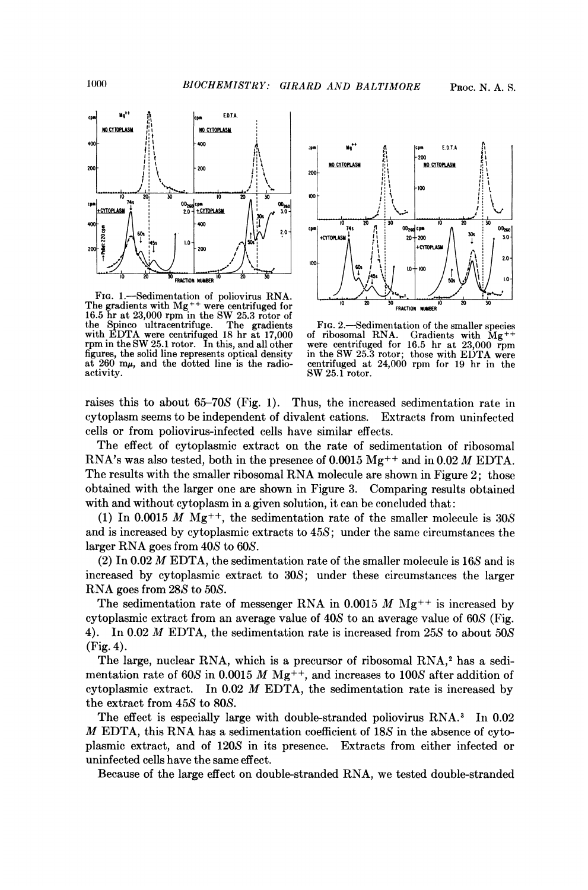FIG. 1.—Sedimentation of poliovirus RNA. The gradients with $Mg^{++}$ were centrifuged for 16.5 hr at 23,000 rpm in the SW 25.3 rotor of the Spinco ultracentrifuge. The gradients with EDTA were centrifuged 18 hr at 17,000 rpm in the SW 25.1 rotor. In this, and all other figures, the solid line represents optical density at 260 m$\mu$, and the dotted line is the radioactivity.

FIG. 2.—Sedimentation of the smaller species of ribosomal RNA. Gradients with $Mg^{++}$ were centrifuged for 16.5 hr at 23,000 rpm in the SW 25.3 rotor; those with EDTA were centrifuged at 24,000 rpm for 19 hr in the SW 25.1 rotor.

raises this to about 65–70*S* (Fig. 1). Thus, the increased sedimentation rate in cytoplasm seems to be independent of divalent cations. Extracts from uninfected cells or from poliovirus-infected cells have similar effects.

The effect of cytoplasmic extract on the rate of sedimentation of ribosomal RNA's was also tested, both in the presence of 0.0015 $Mg^{++}$ and in 0.02 *M* EDTA. The results with the smaller ribosomal RNA molecule are shown in Figure 2; those obtained with the larger one are shown in Figure 3. Comparing results obtained with and without cytoplasm in a given solution, it can be concluded that:

(1) In 0.0015 *M* $Mg^{++}$, the sedimentation rate of the smaller molecule is 30*S* and is increased by cytoplasmic extracts to 45*S*; under the same circumstances the larger RNA goes from 40*S* to 60*S*.

(2) In 0.02 *M* EDTA, the sedimentation rate of the smaller molecule is 16*S* and is increased by cytoplasmic extract to 30*S*; under these circumstances the larger RNA goes from 28*S* to 50*S*.

The sedimentation rate of messenger RNA in 0.0015 *M* $Mg^{++}$ is increased by cytoplasmic extract from an average value of 40*S* to an average value of 60*S* (Fig. 4). In 0.02 *M* EDTA, the sedimentation rate is increased from 25*S* to about 50*S* (Fig. 4).

The large, nuclear RNA, which is a precursor of ribosomal RNA,[2] has a sedimentation rate of 60*S* in 0.0015 *M* $Mg^{++}$, and increases to 100*S* after addition of cytoplasmic extract. In 0.02 *M* EDTA, the sedimentation rate is increased by the extract from 45*S* to 80*S*.

The effect is especially large with double-stranded poliovirus RNA.[3] In 0.02 *M* EDTA, this RNA has a sedimentation coefficient of 18*S* in the absence of cytoplasmic extract, and of 120*S* in its presence. Extracts from either infected or uninfected cells have the same effect.

Because of the large effect on double-stranded RNA, we tested double-stranded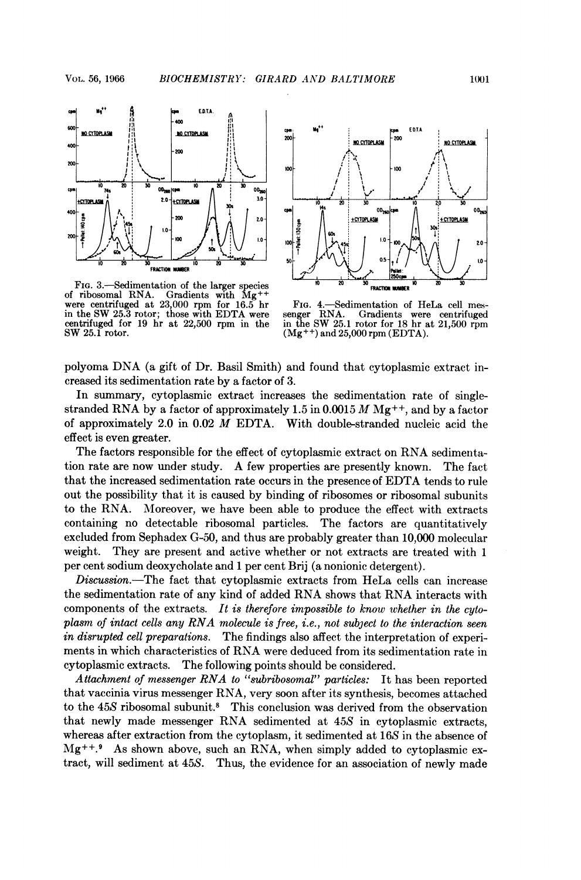FIG. 3.—Sedimentation of the larger species of ribosomal RNA. Gradients with $Mg^{++}$ were centrifuged at 23,000 rpm for 16.5 hr in the SW 25.3 rotor; those with EDTA were centrifuged for 19 hr at 22,500 rpm in the SW 25.1 rotor.

FIG. 4.—Sedimentation of HeLa cell messenger RNA. Gradients were centrifuged in the SW 25.1 rotor for 18 hr at 21,500 rpm ($Mg^{++}$) and 25,000 rpm (EDTA).

polyoma DNA (a gift of Dr. Basil Smith) and found that cytoplasmic extract increased its sedimentation rate by a factor of 3.

In summary, cytoplasmic extract increases the sedimentation rate of single-stranded RNA by a factor of approximately 1.5 in 0.0015 $M$ $Mg^{++}$, and by a factor of approximately 2.0 in 0.02 $M$ EDTA. With double-stranded nucleic acid the effect is even greater.

The factors responsible for the effect of cytoplasmic extract on RNA sedimentation rate are now under study. A few properties are presently known. The fact that the increased sedimentation rate occurs in the presence of EDTA tends to rule out the possibility that it is caused by binding of ribosomes or ribosomal subunits to the RNA. Moreover, we have been able to produce the effect with extracts containing no detectable ribosomal particles. The factors are quantitatively excluded from Sephadex G-50, and thus are probably greater than 10,000 molecular weight. They are present and active whether or not extracts are treated with 1 per cent sodium deoxycholate and 1 per cent Brij (a nonionic detergent).

*Discussion.*—The fact that cytoplasmic extracts from HeLa cells can increase the sedimentation rate of any kind of added RNA shows that RNA interacts with components of the extracts. *It is therefore impossible to know whether in the cytoplasm of intact cells any RNA molecule is free, i.e., not subject to the interaction seen in disrupted cell preparations.* The findings also affect the interpretation of experiments in which characteristics of RNA were deduced from its sedimentation rate in cytoplasmic extracts. The following points should be considered.

*Attachment of messenger RNA to "subribosomal" particles:* It has been reported that vaccinia virus messenger RNA, very soon after its synthesis, becomes attached to the 45*S* ribosomal subunit.[8] This conclusion was derived from the observation that newly made messenger RNA sedimented at 45*S* in cytoplasmic extracts, whereas after extraction from the cytoplasm, it sedimented at 16*S* in the absence of $Mg^{++}$.[9] As shown above, such an RNA, when simply added to cytoplasmic extract, will sediment at 45*S*. Thus, the evidence for an association of newly made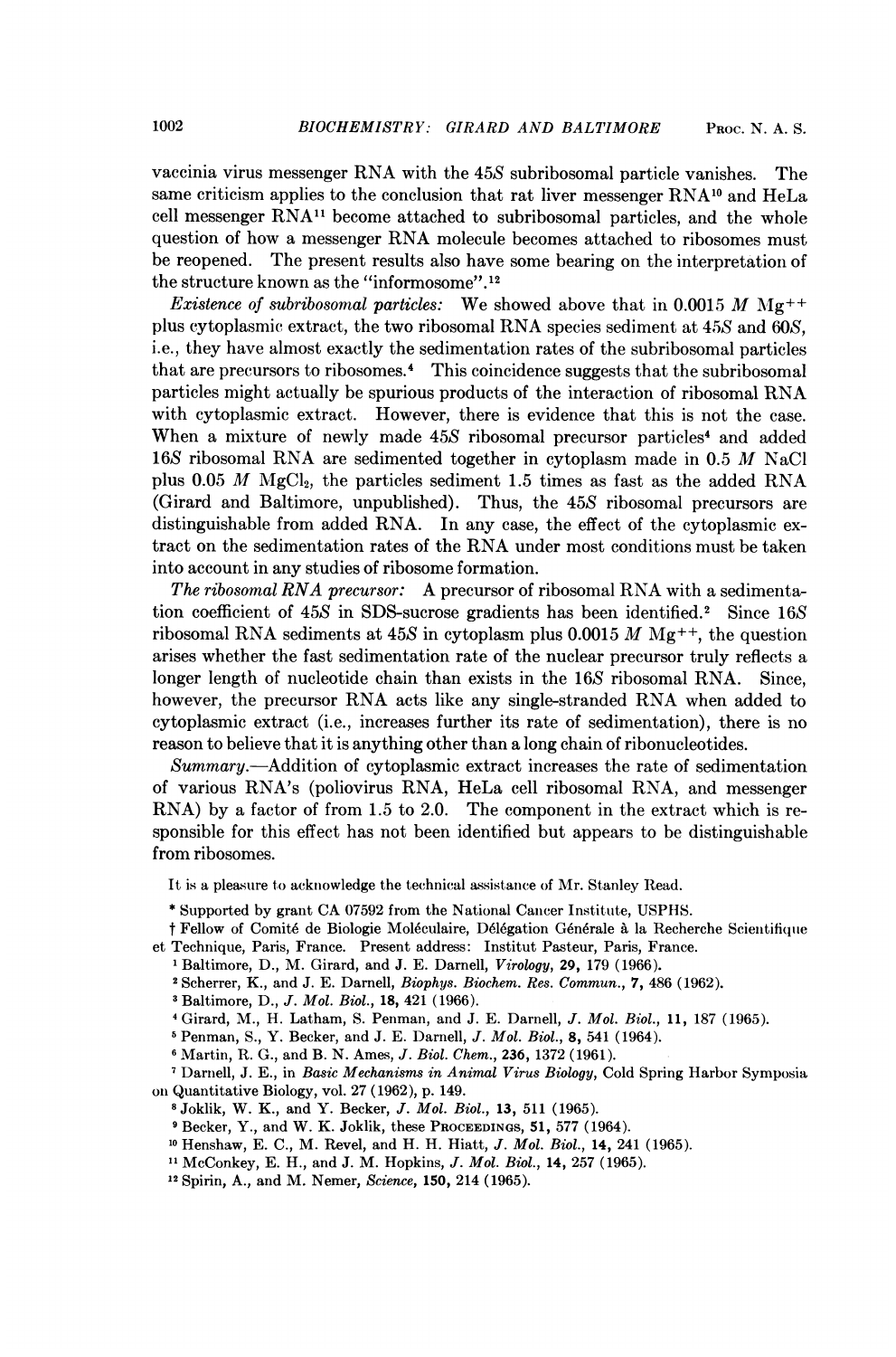vaccinia virus messenger RNA with the 45*S* subribosomal particle vanishes. The same criticism applies to the conclusion that rat liver messenger RNA[10] and HeLa cell messenger RNA[11] become attached to subribosomal particles, and the whole question of how a messenger RNA molecule becomes attached to ribosomes must be reopened. The present results also have some bearing on the interpretation of the structure known as the "informosome".[12]

*Existence of subribosomal particles:* We showed above that in 0.0015 *M* $Mg^{++}$ plus cytoplasmic extract, the two ribosomal RNA species sediment at 45*S* and 60*S*, i.e., they have almost exactly the sedimentation rates of the subribosomal particles that are precursors to ribosomes.[4] This coincidence suggests that the subribosomal particles might actually be spurious products of the interaction of ribosomal RNA with cytoplasmic extract. However, there is evidence that this is not the case. When a mixture of newly made 45*S* ribosomal precursor particles[4] and added 16*S* ribosomal RNA are sedimented together in cytoplasm made in 0.5 *M* NaCl plus 0.05 *M* $MgCl_2$, the particles sediment 1.5 times as fast as the added RNA (Girard and Baltimore, unpublished). Thus, the 45*S* ribosomal precursors are distinguishable from added RNA. In any case, the effect of the cytoplasmic extract on the sedimentation rates of the RNA under most conditions must be taken into account in any studies of ribosome formation.

*The ribosomal RNA precursor:* A precursor of ribosomal RNA with a sedimentation coefficient of 45*S* in SDS-sucrose gradients has been identified.[2] Since 16*S* ribosomal RNA sediments at 45*S* in cytoplasm plus 0.0015 *M* $Mg^{++}$, the question arises whether the fast sedimentation rate of the nuclear precursor truly reflects a longer length of nucleotide chain than exists in the 16*S* ribosomal RNA. Since, however, the precursor RNA acts like any single-stranded RNA when added to cytoplasmic extract (i.e., increases further its rate of sedimentation), there is no reason to believe that it is anything other than a long chain of ribonucleotides.

*Summary.*—Addition of cytoplasmic extract increases the rate of sedimentation of various RNA's (poliovirus RNA, HeLa cell ribosomal RNA, and messenger RNA) by a factor of from 1.5 to 2.0. The component in the extract which is responsible for this effect has not been identified but appears to be distinguishable from ribosomes.

It is a pleasure to acknowledge the technical assistance of Mr. Stanley Read.

\* Supported by grant CA 07592 from the National Cancer Institute, USPHS.

† Fellow of Comité de Biologie Moléculaire, Délégation Générale à la Recherche Scientifique et Technique, Paris, France. Present address: Institut Pasteur, Paris, France.

1. Baltimore, D., M. Girard, and J. E. Darnell, *Virology*, **29**, 179 (1966).
2. Scherrer, K., and J. E. Darnell, *Biophys. Biochem. Res. Commun.*, **7**, 486 (1962).
3. Baltimore, D., *J. Mol. Biol.*, **18**, 421 (1966).
4. Girard, M., H. Latham, S. Penman, and J. E. Darnell, *J. Mol. Biol.*, **11**, 187 (1965).
5. Penman, S., Y. Becker, and J. E. Darnell, *J. Mol. Biol.*, **8**, 541 (1964).
6. Martin, R. G., and B. N. Ames, *J. Biol. Chem.*, **236**, 1372 (1961).
7. Darnell, J. E., in *Basic Mechanisms in Animal Virus Biology*, Cold Spring Harbor Symposia on Quantitative Biology, vol. 27 (1962), p. 149.
8. Joklik, W. K., and Y. Becker, *J. Mol. Biol.*, **13**, 511 (1965).
9. Becker, Y., and W. K. Joklik, these PROCEEDINGS, **51**, 577 (1964).
10. Henshaw, E. C., M. Revel, and H. H. Hiatt, *J. Mol. Biol.*, **14**, 241 (1965).
11. McConkey, E. H., and J. M. Hopkins, *J. Mol. Biol.*, **14**, 257 (1965).
12. Spirin, A., and M. Nemer, *Science*, **150**, 214 (1965).